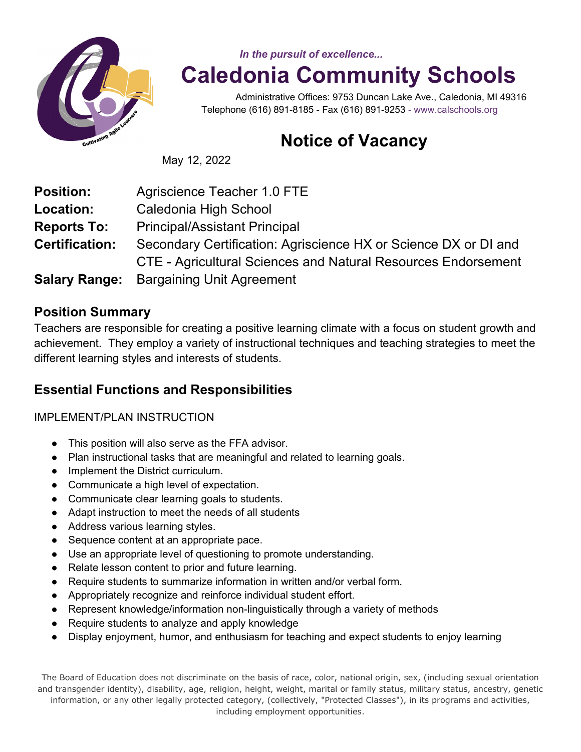*In the pursuit of excellence...*

# Caledonia Community Schools

Administrative Offices: 9753 Duncan Lake Ave., Caledonia, MI 49316
Telephone (616) 891-8185 - Fax (616) 891-9253 - www.calschools.org

## Notice of Vacancy

May 12, 2022

**Position:** Agriscience Teacher 1.0 FTE
**Location:** Caledonia High School
**Reports To:** Principal/Assistant Principal
**Certification:** Secondary Certification: Agriscience HX or Science DX or DI and CTE - Agricultural Sciences and Natural Resources Endorsement
**Salary Range:** Bargaining Unit Agreement

### Position Summary

Teachers are responsible for creating a positive learning climate with a focus on student growth and achievement. They employ a variety of instructional techniques and teaching strategies to meet the different learning styles and interests of students.

### Essential Functions and Responsibilities

IMPLEMENT/PLAN INSTRUCTION

- This position will also serve as the FFA advisor.
- Plan instructional tasks that are meaningful and related to learning goals.
- Implement the District curriculum.
- Communicate a high level of expectation.
- Communicate clear learning goals to students.
- Adapt instruction to meet the needs of all students
- Address various learning styles.
- Sequence content at an appropriate pace.
- Use an appropriate level of questioning to promote understanding.
- Relate lesson content to prior and future learning.
- Require students to summarize information in written and/or verbal form.
- Appropriately recognize and reinforce individual student effort.
- Represent knowledge/information non-linguistically through a variety of methods
- Require students to analyze and apply knowledge
- Display enjoyment, humor, and enthusiasm for teaching and expect students to enjoy learning

The Board of Education does not discriminate on the basis of race, color, national origin, sex, (including sexual orientation and transgender identity), disability, age, religion, height, weight, marital or family status, military status, ancestry, genetic information, or any other legally protected category, (collectively, "Protected Classes"), in its programs and activities, including employment opportunities.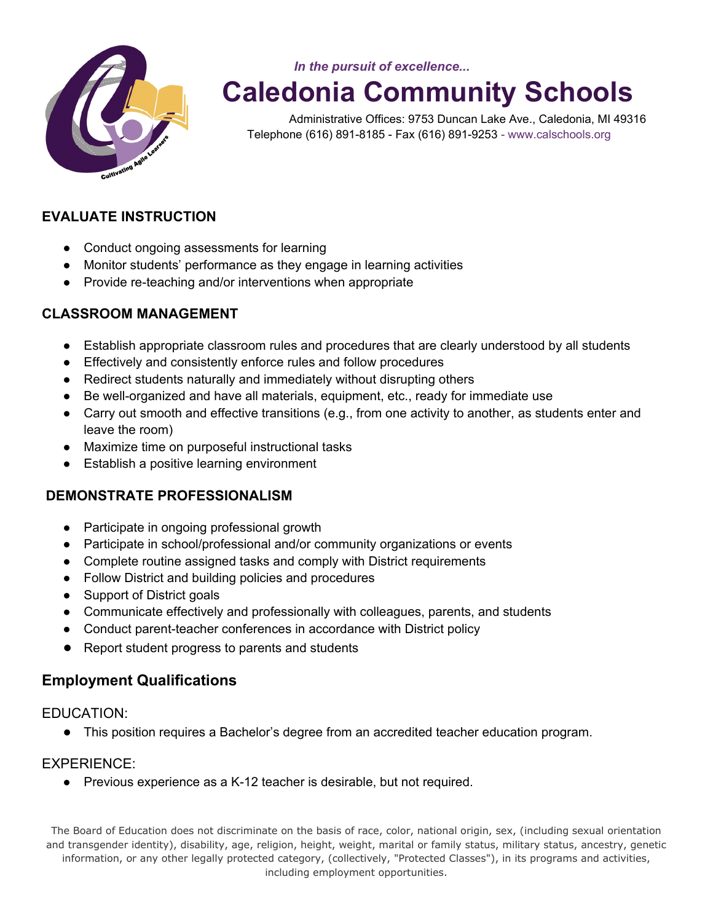*In the pursuit of excellence...*

# Caledonia Community Schools

Administrative Offices: 9753 Duncan Lake Ave., Caledonia, MI 49316
Telephone (616) 891-8185 - Fax (616) 891-9253 - www.calschools.org

### EVALUATE INSTRUCTION

- Conduct ongoing assessments for learning
- Monitor students' performance as they engage in learning activities
- Provide re-teaching and/or interventions when appropriate

### CLASSROOM MANAGEMENT

- Establish appropriate classroom rules and procedures that are clearly understood by all students
- Effectively and consistently enforce rules and follow procedures
- Redirect students naturally and immediately without disrupting others
- Be well-organized and have all materials, equipment, etc., ready for immediate use
- Carry out smooth and effective transitions (e.g., from one activity to another, as students enter and leave the room)
- Maximize time on purposeful instructional tasks
- Establish a positive learning environment

### DEMONSTRATE PROFESSIONALISM

- Participate in ongoing professional growth
- Participate in school/professional and/or community organizations or events
- Complete routine assigned tasks and comply with District requirements
- Follow District and building policies and procedures
- Support of District goals
- Communicate effectively and professionally with colleagues, parents, and students
- Conduct parent-teacher conferences in accordance with District policy
- Report student progress to parents and students

## Employment Qualifications

EDUCATION:

- This position requires a Bachelor's degree from an accredited teacher education program.

EXPERIENCE:

- Previous experience as a K-12 teacher is desirable, but not required.

The Board of Education does not discriminate on the basis of race, color, national origin, sex, (including sexual orientation and transgender identity), disability, age, religion, height, weight, marital or family status, military status, ancestry, genetic information, or any other legally protected category, (collectively, "Protected Classes"), in its programs and activities, including employment opportunities.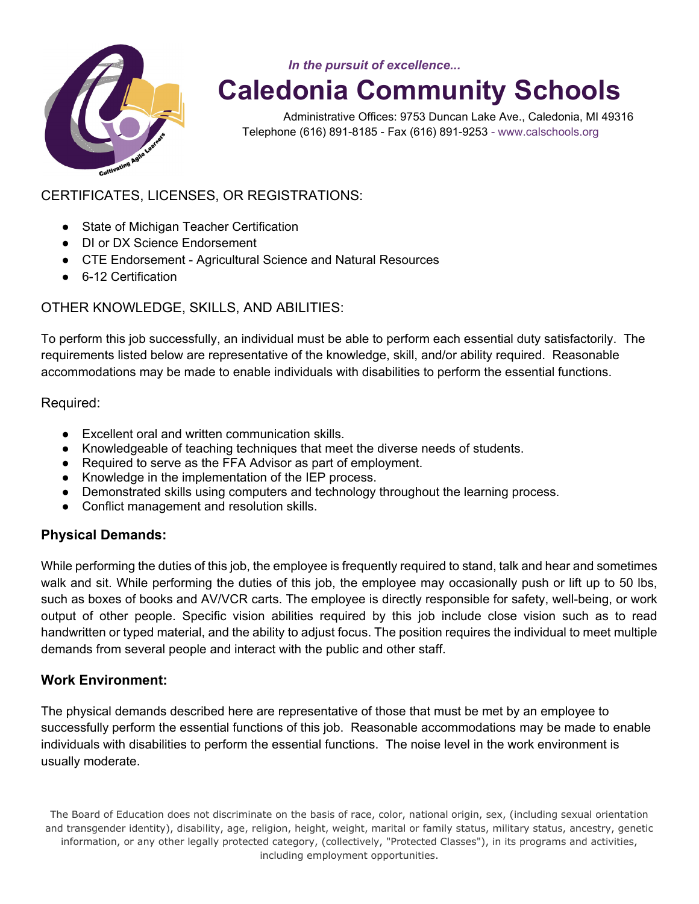*In the pursuit of excellence...*

# Caledonia Community Schools

Administrative Offices: 9753 Duncan Lake Ave., Caledonia, MI 49316
Telephone (616) 891-8185 - Fax (616) 891-9253 - www.calschools.org

CERTIFICATES, LICENSES, OR REGISTRATIONS:

- State of Michigan Teacher Certification
- DI or DX Science Endorsement
- CTE Endorsement - Agricultural Science and Natural Resources
- 6-12 Certification

OTHER KNOWLEDGE, SKILLS, AND ABILITIES:

To perform this job successfully, an individual must be able to perform each essential duty satisfactorily. The requirements listed below are representative of the knowledge, skill, and/or ability required. Reasonable accommodations may be made to enable individuals with disabilities to perform the essential functions.

Required:

- Excellent oral and written communication skills.
- Knowledgeable of teaching techniques that meet the diverse needs of students.
- Required to serve as the FFA Advisor as part of employment.
- Knowledge in the implementation of the IEP process.
- Demonstrated skills using computers and technology throughout the learning process.
- Conflict management and resolution skills.

**Physical Demands:**

While performing the duties of this job, the employee is frequently required to stand, talk and hear and sometimes walk and sit. While performing the duties of this job, the employee may occasionally push or lift up to 50 lbs, such as boxes of books and AV/VCR carts. The employee is directly responsible for safety, well-being, or work output of other people. Specific vision abilities required by this job include close vision such as to read handwritten or typed material, and the ability to adjust focus. The position requires the individual to meet multiple demands from several people and interact with the public and other staff.

**Work Environment:**

The physical demands described here are representative of those that must be met by an employee to successfully perform the essential functions of this job. Reasonable accommodations may be made to enable individuals with disabilities to perform the essential functions. The noise level in the work environment is usually moderate.

The Board of Education does not discriminate on the basis of race, color, national origin, sex, (including sexual orientation and transgender identity), disability, age, religion, height, weight, marital or family status, military status, ancestry, genetic information, or any other legally protected category, (collectively, "Protected Classes"), in its programs and activities, including employment opportunities.